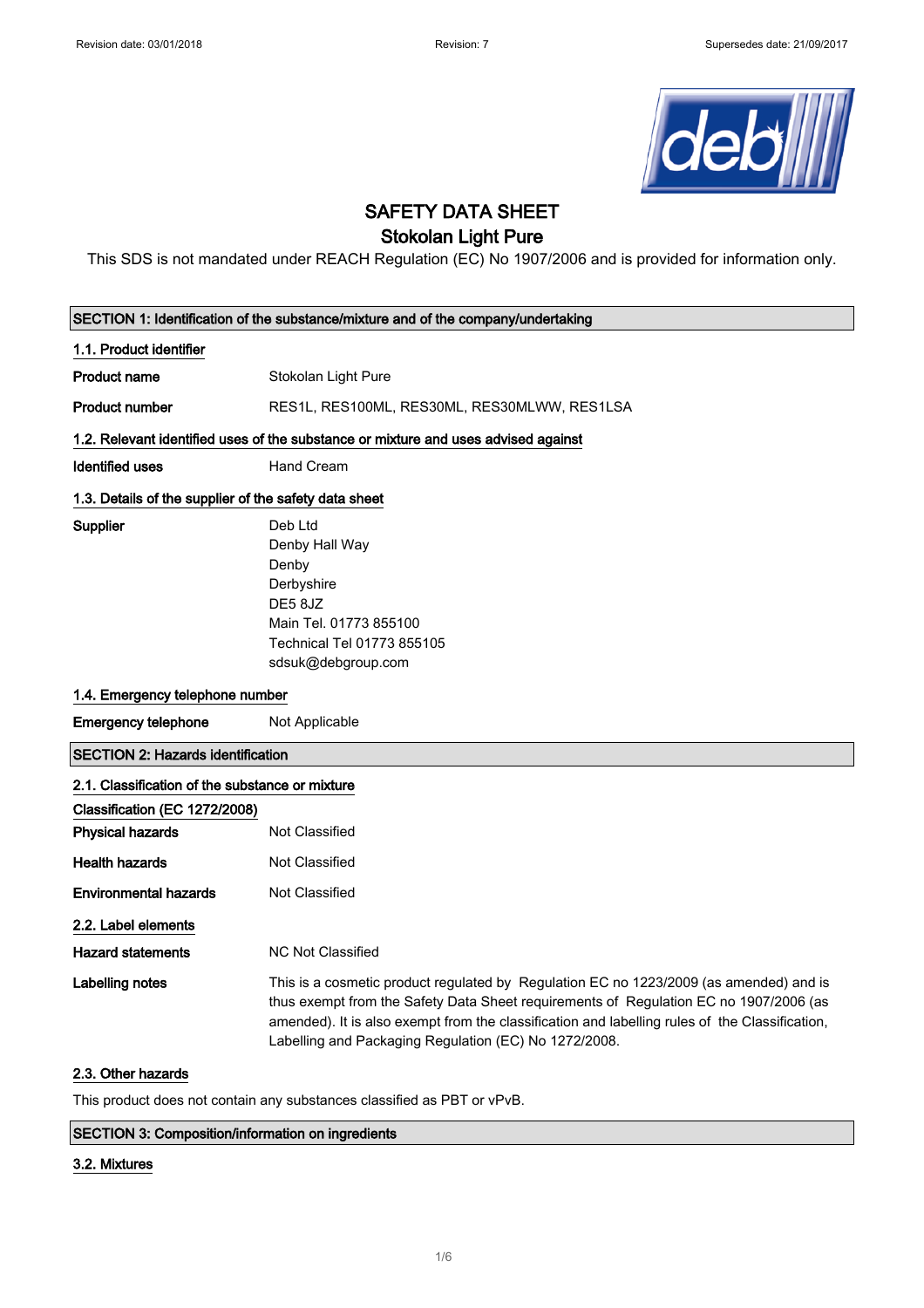Revision date: 03/01/2018 | Revision: 7 | Supersedes date: 21/09/2017

# SAFETY DATA SHEET
## Stokolan Light Pure

This SDS is not mandated under REACH Regulation (EC) No 1907/2006 and is provided for information only.

## SECTION 1: Identification of the substance/mixture and of the company/undertaking

### 1.1. Product identifier

**Product name** Stokolan Light Pure

**Product number** RES1L, RES100ML, RES30ML, RES30MLWW, RES1LSA

### 1.2. Relevant identified uses of the substance or mixture and uses advised against

**Identified uses** Hand Cream

### 1.3. Details of the supplier of the safety data sheet

**Supplier**
Deb Ltd
Denby Hall Way
Denby
Derbyshire
DE5 8JZ
Main Tel. 01773 855100
Technical Tel 01773 855105
sdsuk@debgroup.com

### 1.4. Emergency telephone number

**Emergency telephone** Not Applicable

## SECTION 2: Hazards identification

### 2.1. Classification of the substance or mixture

**Classification (EC 1272/2008)**

**Physical hazards** Not Classified

**Health hazards** Not Classified

**Environmental hazards** Not Classified

### 2.2. Label elements

**Hazard statements** NC Not Classified

**Labelling notes** This is a cosmetic product regulated by Regulation EC no 1223/2009 (as amended) and is thus exempt from the Safety Data Sheet requirements of Regulation EC no 1907/2006 (as amended). It is also exempt from the classification and labelling rules of the Classification, Labelling and Packaging Regulation (EC) No 1272/2008.

### 2.3. Other hazards

This product does not contain any substances classified as PBT or vPvB.

## SECTION 3: Composition/information on ingredients

### 3.2. Mixtures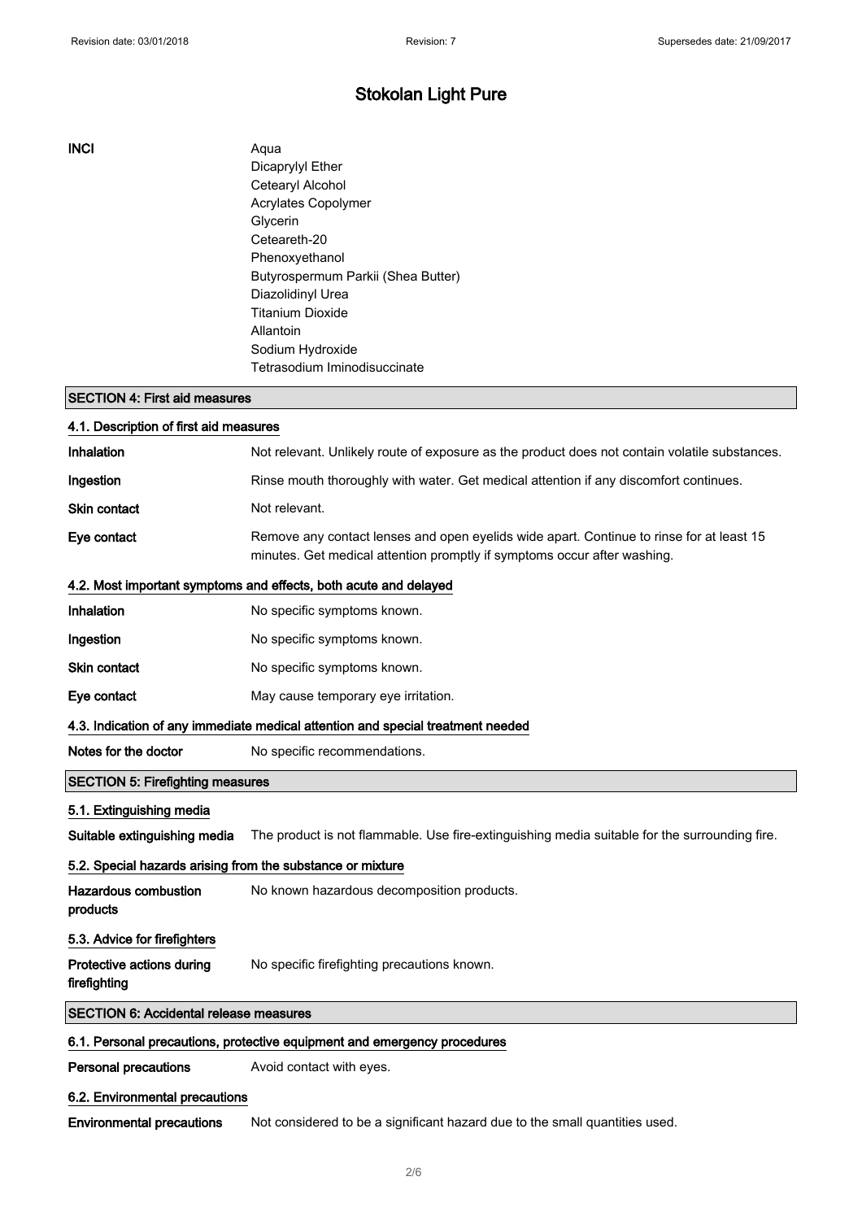# Stokolan Light Pure

**INCI**

Aqua
Dicaprylyl Ether
Cetearyl Alcohol
Acrylates Copolymer
Glycerin
Ceteareth-20
Phenoxyethanol
Butyrospermum Parkii (Shea Butter)
Diazolidinyl Urea
Titanium Dioxide
Allantoin
Sodium Hydroxide
Tetrasodium Iminodisuccinate

## SECTION 4: First aid measures

### 4.1. Description of first aid measures

| | |
|---|---|
| **Inhalation** | Not relevant. Unlikely route of exposure as the product does not contain volatile substances. |
| **Ingestion** | Rinse mouth thoroughly with water. Get medical attention if any discomfort continues. |
| **Skin contact** | Not relevant. |
| **Eye contact** | Remove any contact lenses and open eyelids wide apart. Continue to rinse for at least 15 minutes. Get medical attention promptly if symptoms occur after washing. |

### 4.2. Most important symptoms and effects, both acute and delayed

| | |
|---|---|
| **Inhalation** | No specific symptoms known. |
| **Ingestion** | No specific symptoms known. |
| **Skin contact** | No specific symptoms known. |
| **Eye contact** | May cause temporary eye irritation. |

### 4.3. Indication of any immediate medical attention and special treatment needed

| | |
|---|---|
| **Notes for the doctor** | No specific recommendations. |

## SECTION 5: Firefighting measures

### 5.1. Extinguishing media

| | |
|---|---|
| **Suitable extinguishing media** | The product is not flammable. Use fire-extinguishing media suitable for the surrounding fire. |

### 5.2. Special hazards arising from the substance or mixture

| | |
|---|---|
| **Hazardous combustion products** | No known hazardous decomposition products. |

### 5.3. Advice for firefighters

| | |
|---|---|
| **Protective actions during firefighting** | No specific firefighting precautions known. |

## SECTION 6: Accidental release measures

### 6.1. Personal precautions, protective equipment and emergency procedures

| | |
|---|---|
| **Personal precautions** | Avoid contact with eyes. |

### 6.2. Environmental precautions

| | |
|---|---|
| **Environmental precautions** | Not considered to be a significant hazard due to the small quantities used. |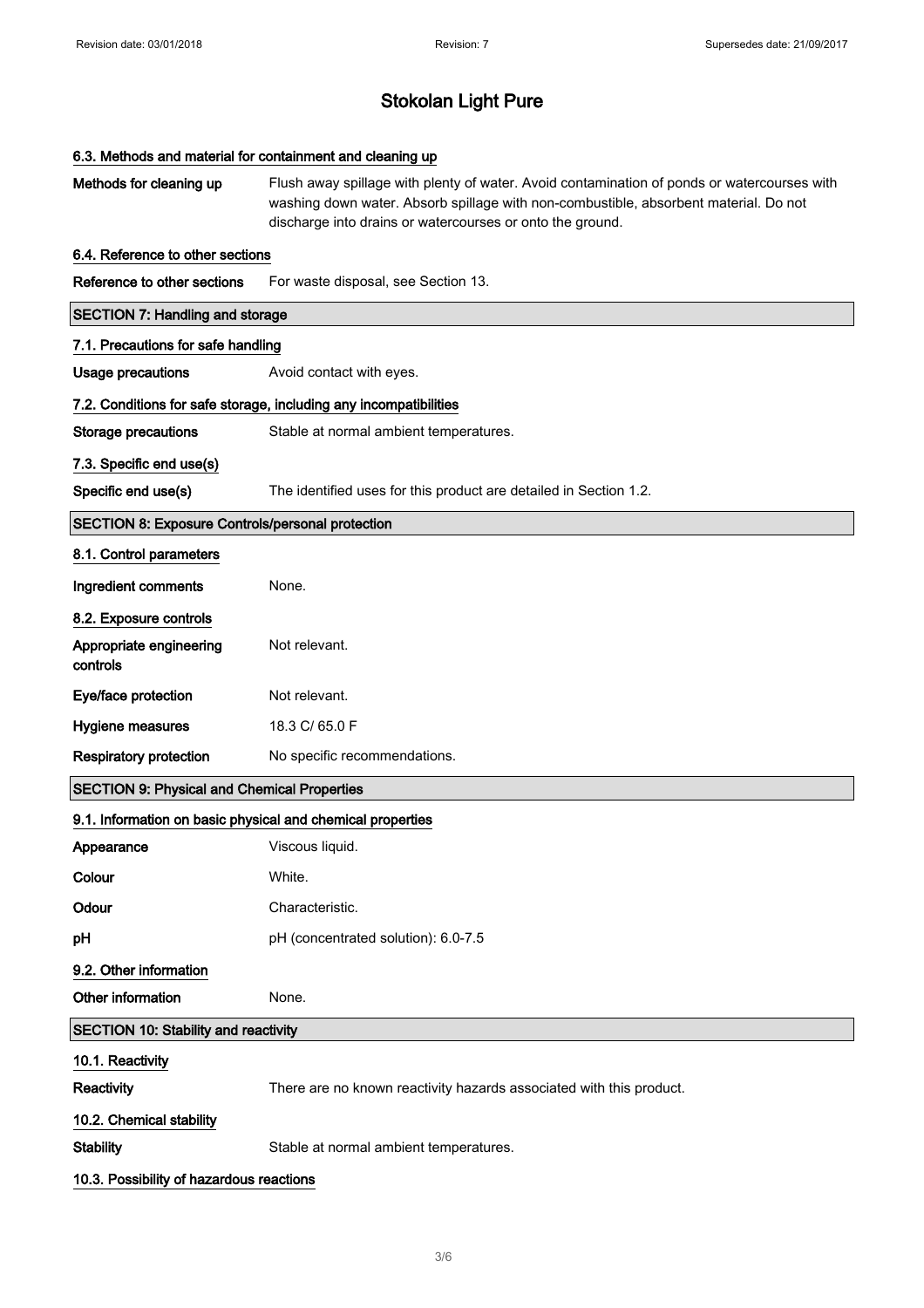# Stokolan Light Pure

### 6.3. Methods and material for containment and cleaning up

| | |
|---|---|
| **Methods for cleaning up** | Flush away spillage with plenty of water. Avoid contamination of ponds or watercourses with washing down water. Absorb spillage with non-combustible, absorbent material. Do not discharge into drains or watercourses or onto the ground. |

### 6.4. Reference to other sections

| | |
|---|---|
| **Reference to other sections** | For waste disposal, see Section 13. |

## SECTION 7: Handling and storage

### 7.1. Precautions for safe handling

| | |
|---|---|
| **Usage precautions** | Avoid contact with eyes. |

### 7.2. Conditions for safe storage, including any incompatibilities

| | |
|---|---|
| **Storage precautions** | Stable at normal ambient temperatures. |

### 7.3. Specific end use(s)

| | |
|---|---|
| **Specific end use(s)** | The identified uses for this product are detailed in Section 1.2. |

## SECTION 8: Exposure Controls/personal protection

### 8.1. Control parameters

| | |
|---|---|
| **Ingredient comments** | None. |

### 8.2. Exposure controls

| | |
|---|---|
| **Appropriate engineering controls** | Not relevant. |
| **Eye/face protection** | Not relevant. |
| **Hygiene measures** | 18.3 C/ 65.0 F |
| **Respiratory protection** | No specific recommendations. |

## SECTION 9: Physical and Chemical Properties

### 9.1. Information on basic physical and chemical properties

| | |
|---|---|
| **Appearance** | Viscous liquid. |
| **Colour** | White. |
| **Odour** | Characteristic. |
| **pH** | pH (concentrated solution): 6.0-7.5 |

### 9.2. Other information

| | |
|---|---|
| **Other information** | None. |

## SECTION 10: Stability and reactivity

### 10.1. Reactivity

| | |
|---|---|
| **Reactivity** | There are no known reactivity hazards associated with this product. |

### 10.2. Chemical stability

| | |
|---|---|
| **Stability** | Stable at normal ambient temperatures. |

### 10.3. Possibility of hazardous reactions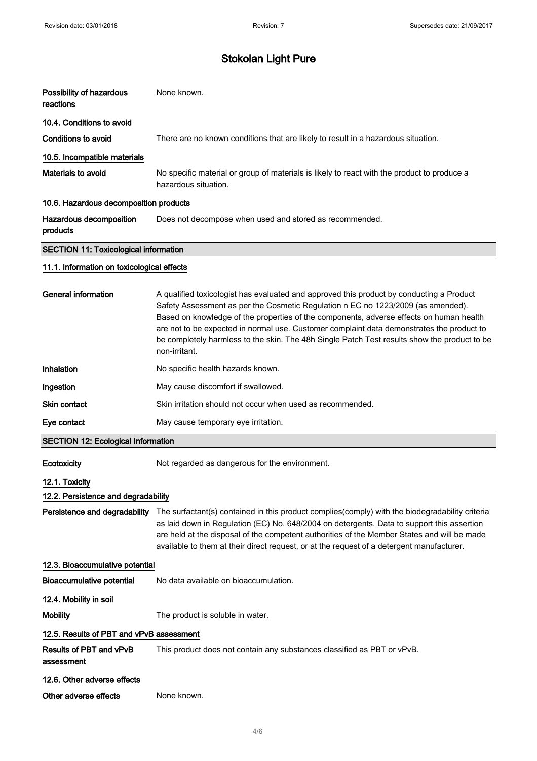# Stokolan Light Pure

**Possibility of hazardous reactions** None known.

### 10.4. Conditions to avoid

**Conditions to avoid** There are no known conditions that are likely to result in a hazardous situation.

### 10.5. Incompatible materials

**Materials to avoid** No specific material or group of materials is likely to react with the product to produce a hazardous situation.

### 10.6. Hazardous decomposition products

**Hazardous decomposition products** Does not decompose when used and stored as recommended.

## SECTION 11: Toxicological information

### 11.1. Information on toxicological effects

**General information** A qualified toxicologist has evaluated and approved this product by conducting a Product Safety Assessment as per the Cosmetic Regulation n EC no 1223/2009 (as amended). Based on knowledge of the properties of the components, adverse effects on human health are not to be expected in normal use. Customer complaint data demonstrates the product to be completely harmless to the skin. The 48h Single Patch Test results show the product to be non-irritant.

**Inhalation** No specific health hazards known.

**Ingestion** May cause discomfort if swallowed.

**Skin contact** Skin irritation should not occur when used as recommended.

**Eye contact** May cause temporary eye irritation.

## SECTION 12: Ecological Information

**Ecotoxicity** Not regarded as dangerous for the environment.

### 12.1. Toxicity

### 12.2. Persistence and degradability

**Persistence and degradability** The surfactant(s) contained in this product complies(comply) with the biodegradability criteria as laid down in Regulation (EC) No. 648/2004 on detergents. Data to support this assertion are held at the disposal of the competent authorities of the Member States and will be made available to them at their direct request, or at the request of a detergent manufacturer.

### 12.3. Bioaccumulative potential

**Bioaccumulative potential** No data available on bioaccumulation.

### 12.4. Mobility in soil

**Mobility** The product is soluble in water.

### 12.5. Results of PBT and vPvB assessment

**Results of PBT and vPvB assessment** This product does not contain any substances classified as PBT or vPvB.

### 12.6. Other adverse effects

**Other adverse effects** None known.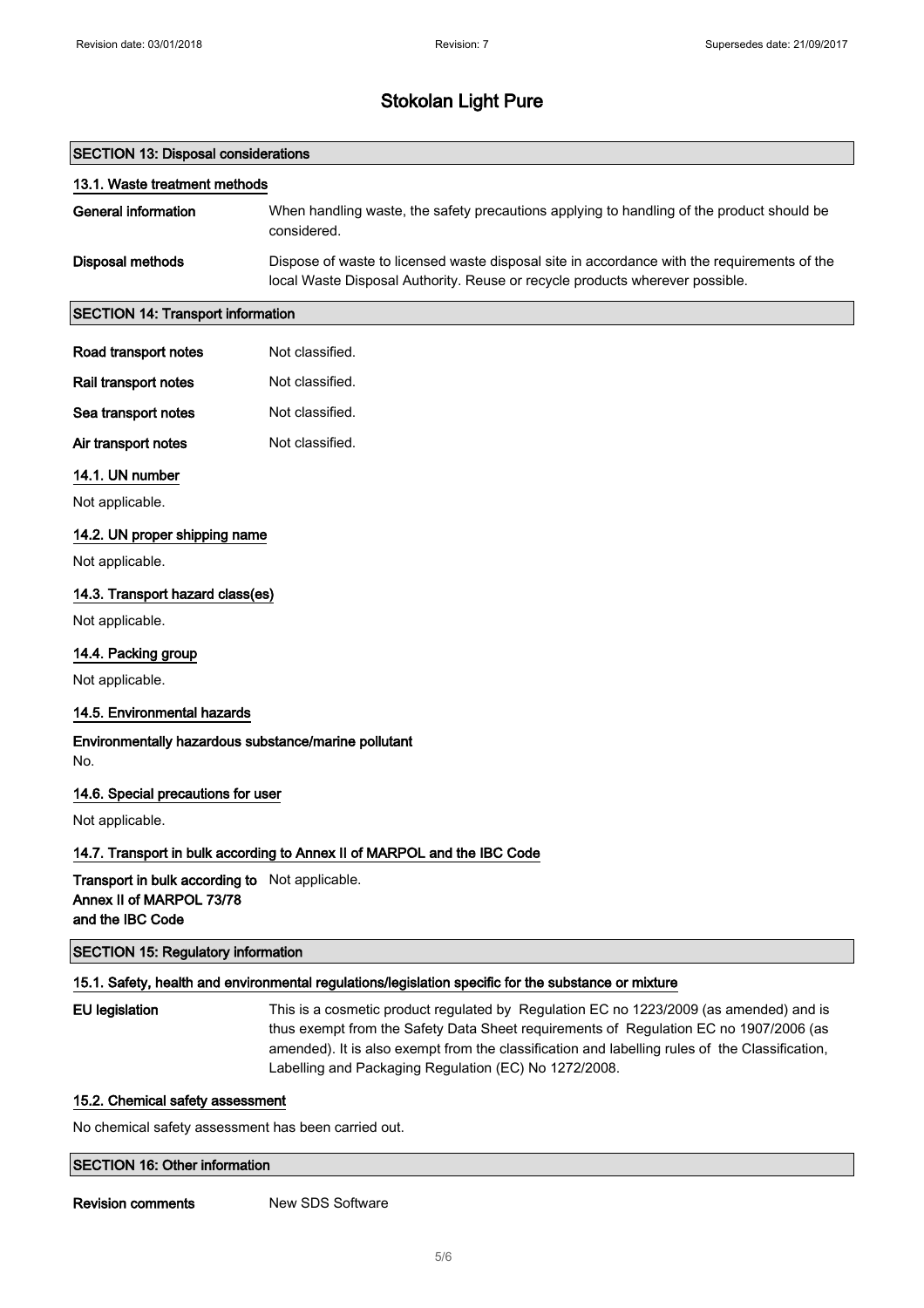# Stokolan Light Pure

## SECTION 13: Disposal considerations

### 13.1. Waste treatment methods

**General information** When handling waste, the safety precautions applying to handling of the product should be considered.

**Disposal methods** Dispose of waste to licensed waste disposal site in accordance with the requirements of the local Waste Disposal Authority. Reuse or recycle products wherever possible.

## SECTION 14: Transport information

**Road transport notes** Not classified.

**Rail transport notes** Not classified.

**Sea transport notes** Not classified.

**Air transport notes** Not classified.

### 14.1. UN number

Not applicable.

### 14.2. UN proper shipping name

Not applicable.

### 14.3. Transport hazard class(es)

Not applicable.

### 14.4. Packing group

Not applicable.

### 14.5. Environmental hazards

**Environmentally hazardous substance/marine pollutant**

No.

### 14.6. Special precautions for user

Not applicable.

### 14.7. Transport in bulk according to Annex II of MARPOL and the IBC Code

**Transport in bulk according to Annex II of MARPOL 73/78 and the IBC Code** Not applicable.

## SECTION 15: Regulatory information

### 15.1. Safety, health and environmental regulations/legislation specific for the substance or mixture

**EU legislation** This is a cosmetic product regulated by Regulation EC no 1223/2009 (as amended) and is thus exempt from the Safety Data Sheet requirements of Regulation EC no 1907/2006 (as amended). It is also exempt from the classification and labelling rules of the Classification, Labelling and Packaging Regulation (EC) No 1272/2008.

### 15.2. Chemical safety assessment

No chemical safety assessment has been carried out.

## SECTION 16: Other information

**Revision comments** New SDS Software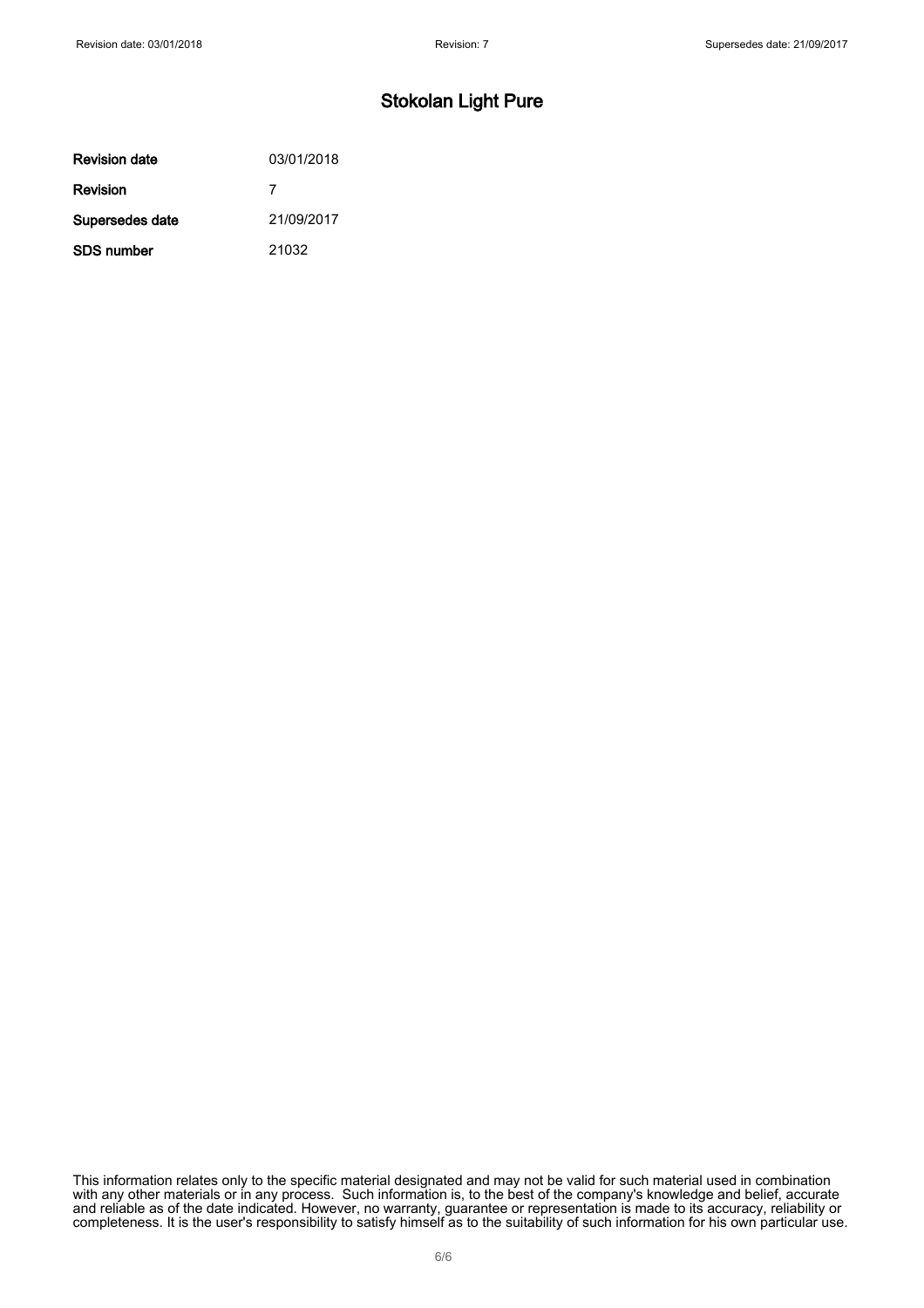# Stokolan Light Pure

| | |
|---|---|
| **Revision date** | 03/01/2018 |
| **Revision** | 7 |
| **Supersedes date** | 21/09/2017 |
| **SDS number** | 21032 |

This information relates only to the specific material designated and may not be valid for such material used in combination with any other materials or in any process. Such information is, to the best of the company's knowledge and belief, accurate and reliable as of the date indicated. However, no warranty, guarantee or representation is made to its accuracy, reliability or completeness. It is the user's responsibility to satisfy himself as to the suitability of such information for his own particular use.